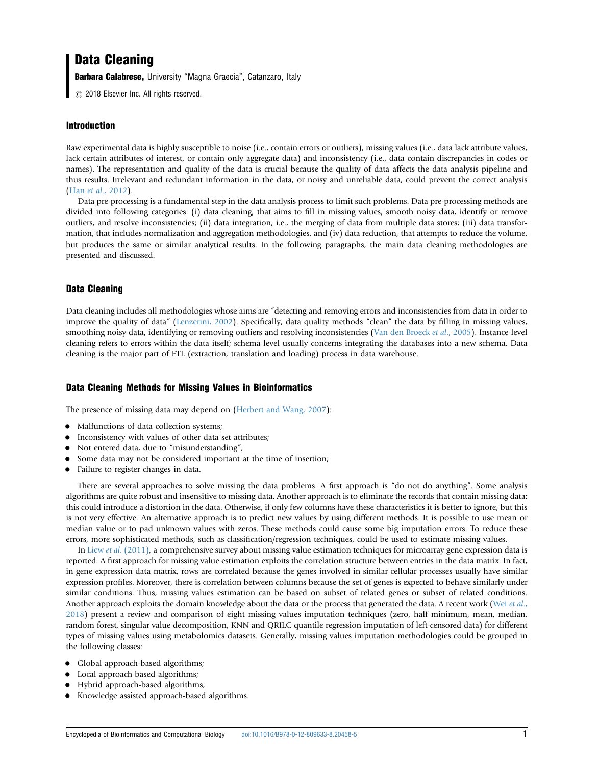# Data Cleaning

**Barbara Calabrese,** University "Magna Graecia", Catanzaro, Italy

© 2018 Elsevier Inc. All rights reserved.

## Introduction

Raw experimental data is highly susceptible to noise (i.e., contain errors or outliers), missing values (i.e., data lack attribute values, lack certain attributes of interest, or contain only aggregate data) and inconsistency (i.e., data contain discrepancies in codes or names). The representation and quality of the data is crucial because the quality of data affects the data analysis pipeline and thus results. Irrelevant and redundant information in the data, or noisy and unreliable data, could prevent the correct analysis (Han *et al.,* 2012).

Data pre-processing is a fundamental step in the data analysis process to limit such problems. Data pre-processing methods are divided into following categories: (i) data cleaning, that aims to fill in missing values, smooth noisy data, identify or remove outliers, and resolve inconsistencies; (ii) data integration, i.e., the merging of data from multiple data stores; (iii) data transformation, that includes normalization and aggregation methodologies, and (iv) data reduction, that attempts to reduce the volume, but produces the same or similar analytical results. In the following paragraphs, the main data cleaning methodologies are presented and discussed.

## Data Cleaning

Data cleaning includes all methodologies whose aims are "detecting and removing errors and inconsistencies from data in order to improve the quality of data" (Lenzerini, 2002). Specifically, data quality methods "clean" the data by filling in missing values, smoothing noisy data, identifying or removing outliers and resolving inconsistencies (Van den Broeck *et al.,* 2005). Instance-level cleaning refers to errors within the data itself; schema level usually concerns integrating the databases into a new schema. Data cleaning is the major part of ETL (extraction, translation and loading) process in data warehouse.

## Data Cleaning Methods for Missing Values in Bioinformatics

The presence of missing data may depend on (Herbert and Wang, 2007):

- Malfunctions of data collection systems;
- Inconsistency with values of other data set attributes;
- Not entered data, due to "misunderstanding";
- Some data may not be considered important at the time of insertion;
- Failure to register changes in data.

There are several approaches to solve missing the data problems. A first approach is "do not do anything". Some analysis algorithms are quite robust and insensitive to missing data. Another approach is to eliminate the records that contain missing data: this could introduce a distortion in the data. Otherwise, if only few columns have these characteristics it is better to ignore, but this is not very effective. An alternative approach is to predict new values by using different methods. It is possible to use mean or median value or to pad unknown values with zeros. These methods could cause some big imputation errors. To reduce these errors, more sophisticated methods, such as classification/regression techniques, could be used to estimate missing values.

In Liew *et al.* (2011), a comprehensive survey about missing value estimation techniques for microarray gene expression data is reported. A first approach for missing value estimation exploits the correlation structure between entries in the data matrix. In fact, in gene expression data matrix, rows are correlated because the genes involved in similar cellular processes usually have similar expression profiles. Moreover, there is correlation between columns because the set of genes is expected to behave similarly under similar conditions. Thus, missing values estimation can be based on subset of related genes or subset of related conditions. Another approach exploits the domain knowledge about the data or the process that generated the data. A recent work (Wei *et al.,* 2018) present a review and comparison of eight missing values imputation techniques (zero, half minimum, mean, median, random forest, singular value decomposition, KNN and QRILC quantile regression imputation of left-censored data) for different types of missing values using metabolomics datasets. Generally, missing values imputation methodologies could be grouped in the following classes:

- Global approach-based algorithms;
- Local approach-based algorithms;
- Hybrid approach-based algorithms;
- Knowledge assisted approach-based algorithms.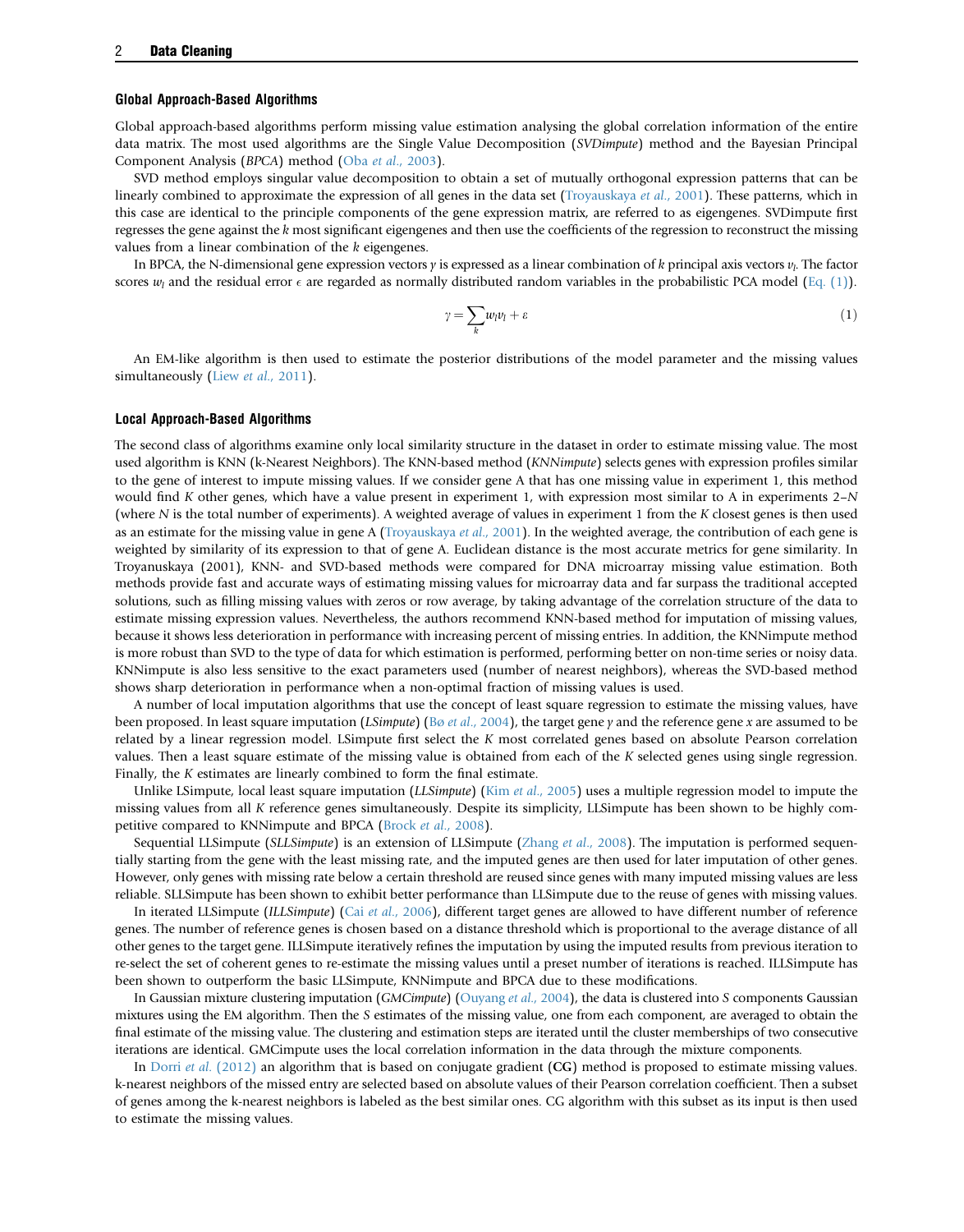### Global Approach-Based Algorithms

Global approach-based algorithms perform missing value estimation analysing the global correlation information of the entire data matrix. The most used algorithms are the Single Value Decomposition (*SVDimpute*) method and the Bayesian Principal Component Analysis (*BPCA*) method (Oba *et al.*, 2003).

SVD method employs singular value decomposition to obtain a set of mutually orthogonal expression patterns that can be linearly combined to approximate the expression of all genes in the data set (Troyauskaya *et al.*, 2001). These patterns, which in this case are identical to the principle components of the gene expression matrix, are referred to as eigengenes. SVDimpute first regresses the gene against the $k$ most significant eigengenes and then use the coefficients of the regression to reconstruct the missing values from a linear combination of the $k$ eigengenes.

In BPCA, the N-dimensional gene expression vectors $y$ is expressed as a linear combination of $k$ principal axis vectors $v_l$. The factor scores $w_l$ and the residual error $\epsilon$ are regarded as normally distributed random variables in the probabilistic PCA model (Eq. (1)).

$$y = \sum_{k} w_l v_l + \varepsilon \tag{1}$$

An EM-like algorithm is then used to estimate the posterior distributions of the model parameter and the missing values simultaneously (Liew *et al.*, 2011).

### Local Approach-Based Algorithms

The second class of algorithms examine only local similarity structure in the dataset in order to estimate missing value. The most used algorithm is KNN (k-Nearest Neighbors). The KNN-based method (*KNNimpute*) selects genes with expression profiles similar to the gene of interest to impute missing values. If we consider gene A that has one missing value in experiment 1, this method would find $K$ other genes, which have a value present in experiment 1, with expression most similar to A in experiments 2–$N$ (where $N$ is the total number of experiments). A weighted average of values in experiment 1 from the $K$ closest genes is then used as an estimate for the missing value in gene A (Troyauskaya *et al.*, 2001). In the weighted average, the contribution of each gene is weighted by similarity of its expression to that of gene A. Euclidean distance is the most accurate metrics for gene similarity. In Troyanuskaya (2001), KNN- and SVD-based methods were compared for DNA microarray missing value estimation. Both methods provide fast and accurate ways of estimating missing values for microarray data and far surpass the traditional accepted solutions, such as filling missing values with zeros or row average, by taking advantage of the correlation structure of the data to estimate missing expression values. Nevertheless, the authors recommend KNN-based method for imputation of missing values, because it shows less deterioration in performance with increasing percent of missing entries. In addition, the KNNimpute method is more robust than SVD to the type of data for which estimation is performed, performing better on non-time series or noisy data. KNNimpute is also less sensitive to the exact parameters used (number of nearest neighbors), whereas the SVD-based method shows sharp deterioration in performance when a non-optimal fraction of missing values is used.

A number of local imputation algorithms that use the concept of least square regression to estimate the missing values, have been proposed. In least square imputation (*LSimpute*) (Bø *et al.*, 2004), the target gene $y$ and the reference gene $x$ are assumed to be related by a linear regression model. LSimpute first select the $K$ most correlated genes based on absolute Pearson correlation values. Then a least square estimate of the missing value is obtained from each of the $K$ selected genes using single regression. Finally, the $K$ estimates are linearly combined to form the final estimate.

Unlike LSimpute, local least square imputation (*LLSimpute*) (Kim *et al.*, 2005) uses a multiple regression model to impute the missing values from all $K$ reference genes simultaneously. Despite its simplicity, LLSimpute has been shown to be highly competitive compared to KNNimpute and BPCA (Brock *et al.*, 2008).

Sequential LLSimpute (*SLLSimpute*) is an extension of LLSimpute (Zhang *et al.*, 2008). The imputation is performed sequentially starting from the gene with the least missing rate, and the imputed genes are then used for later imputation of other genes. However, only genes with missing rate below a certain threshold are reused since genes with many imputed missing values are less reliable. SLLSimpute has been shown to exhibit better performance than LLSimpute due to the reuse of genes with missing values.

In iterated LLSimpute (*ILLSimpute*) (Cai *et al.*, 2006), different target genes are allowed to have different number of reference genes. The number of reference genes is chosen based on a distance threshold which is proportional to the average distance of all other genes to the target gene. ILLSimpute iteratively refines the imputation by using the imputed results from previous iteration to re-select the set of coherent genes to re-estimate the missing values until a preset number of iterations is reached. ILLSimpute has been shown to outperform the basic LLSimpute, KNNimpute and BPCA due to these modifications.

In Gaussian mixture clustering imputation (*GMCimpute*) (Ouyang *et al.*, 2004), the data is clustered into $S$ components Gaussian mixtures using the EM algorithm. Then the $S$ estimates of the missing value, one from each component, are averaged to obtain the final estimate of the missing value. The clustering and estimation steps are iterated until the cluster memberships of two consecutive iterations are identical. GMCimpute uses the local correlation information in the data through the mixture components.

In Dorri *et al.* (2012) an algorithm that is based on conjugate gradient (**CG**) method is proposed to estimate missing values. k-nearest neighbors of the missed entry are selected based on absolute values of their Pearson correlation coefficient. Then a subset of genes among the k-nearest neighbors is labeled as the best similar ones. CG algorithm with this subset as its input is then used to estimate the missing values.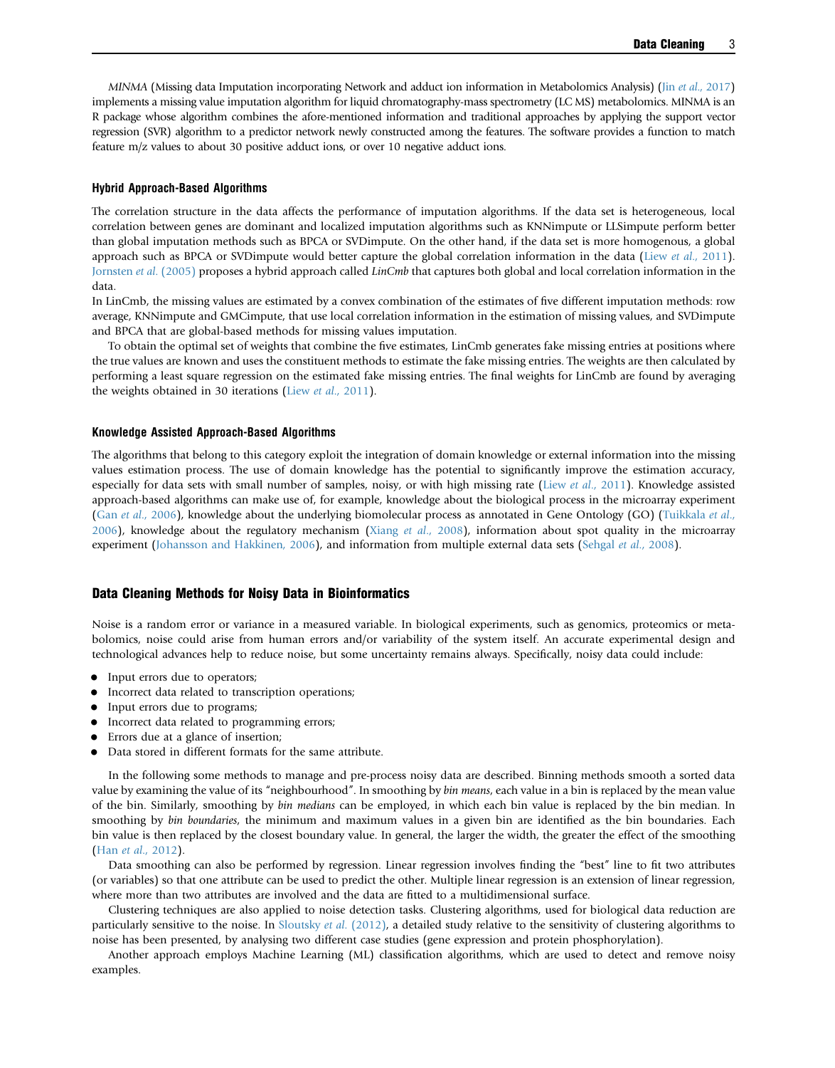*MINMA* (Missing data Imputation incorporating Network and adduct ion information in Metabolomics Analysis) (Jin *et al.,* 2017) implements a missing value imputation algorithm for liquid chromatography-mass spectrometry (LC MS) metabolomics. MINMA is an R package whose algorithm combines the afore-mentioned information and traditional approaches by applying the support vector regression (SVR) algorithm to a predictor network newly constructed among the features. The software provides a function to match feature m/z values to about 30 positive adduct ions, or over 10 negative adduct ions.

### Hybrid Approach-Based Algorithms

The correlation structure in the data affects the performance of imputation algorithms. If the data set is heterogeneous, local correlation between genes are dominant and localized imputation algorithms such as KNNimpute or LLSimpute perform better than global imputation methods such as BPCA or SVDimpute. On the other hand, if the data set is more homogenous, a global approach such as BPCA or SVDimpute would better capture the global correlation information in the data (Liew *et al.,* 2011). Jornsten *et al.* (2005) proposes a hybrid approach called *LinCmb* that captures both global and local correlation information in the data.

In LinCmb, the missing values are estimated by a convex combination of the estimates of five different imputation methods: row average, KNNimpute and GMCimpute, that use local correlation information in the estimation of missing values, and SVDimpute and BPCA that are global-based methods for missing values imputation.

To obtain the optimal set of weights that combine the five estimates, LinCmb generates fake missing entries at positions where the true values are known and uses the constituent methods to estimate the fake missing entries. The weights are then calculated by performing a least square regression on the estimated fake missing entries. The final weights for LinCmb are found by averaging the weights obtained in 30 iterations (Liew *et al.,* 2011).

### Knowledge Assisted Approach-Based Algorithms

The algorithms that belong to this category exploit the integration of domain knowledge or external information into the missing values estimation process. The use of domain knowledge has the potential to significantly improve the estimation accuracy, especially for data sets with small number of samples, noisy, or with high missing rate (Liew *et al.,* 2011). Knowledge assisted approach-based algorithms can make use of, for example, knowledge about the biological process in the microarray experiment (Gan *et al.,* 2006), knowledge about the underlying biomolecular process as annotated in Gene Ontology (GO) (Tuikkala *et al.,* 2006), knowledge about the regulatory mechanism (Xiang *et al.,* 2008), information about spot quality in the microarray experiment (Johansson and Hakkinen, 2006), and information from multiple external data sets (Sehgal *et al.,* 2008).

## Data Cleaning Methods for Noisy Data in Bioinformatics

Noise is a random error or variance in a measured variable. In biological experiments, such as genomics, proteomics or metabolomics, noise could arise from human errors and/or variability of the system itself. An accurate experimental design and technological advances help to reduce noise, but some uncertainty remains always. Specifically, noisy data could include:

- Input errors due to operators;
- Incorrect data related to transcription operations;
- Input errors due to programs;
- Incorrect data related to programming errors;
- Errors due at a glance of insertion;
- Data stored in different formats for the same attribute.

In the following some methods to manage and pre-process noisy data are described. Binning methods smooth a sorted data value by examining the value of its "neighbourhood". In smoothing by *bin means*, each value in a bin is replaced by the mean value of the bin. Similarly, smoothing by *bin medians* can be employed, in which each bin value is replaced by the bin median. In smoothing by *bin boundaries*, the minimum and maximum values in a given bin are identified as the bin boundaries. Each bin value is then replaced by the closest boundary value. In general, the larger the width, the greater the effect of the smoothing (Han *et al.,* 2012).

Data smoothing can also be performed by regression. Linear regression involves finding the "best" line to fit two attributes (or variables) so that one attribute can be used to predict the other. Multiple linear regression is an extension of linear regression, where more than two attributes are involved and the data are fitted to a multidimensional surface.

Clustering techniques are also applied to noise detection tasks. Clustering algorithms, used for biological data reduction are particularly sensitive to the noise. In Sloutsky *et al.* (2012), a detailed study relative to the sensitivity of clustering algorithms to noise has been presented, by analysing two different case studies (gene expression and protein phosphorylation).

Another approach employs Machine Learning (ML) classification algorithms, which are used to detect and remove noisy examples.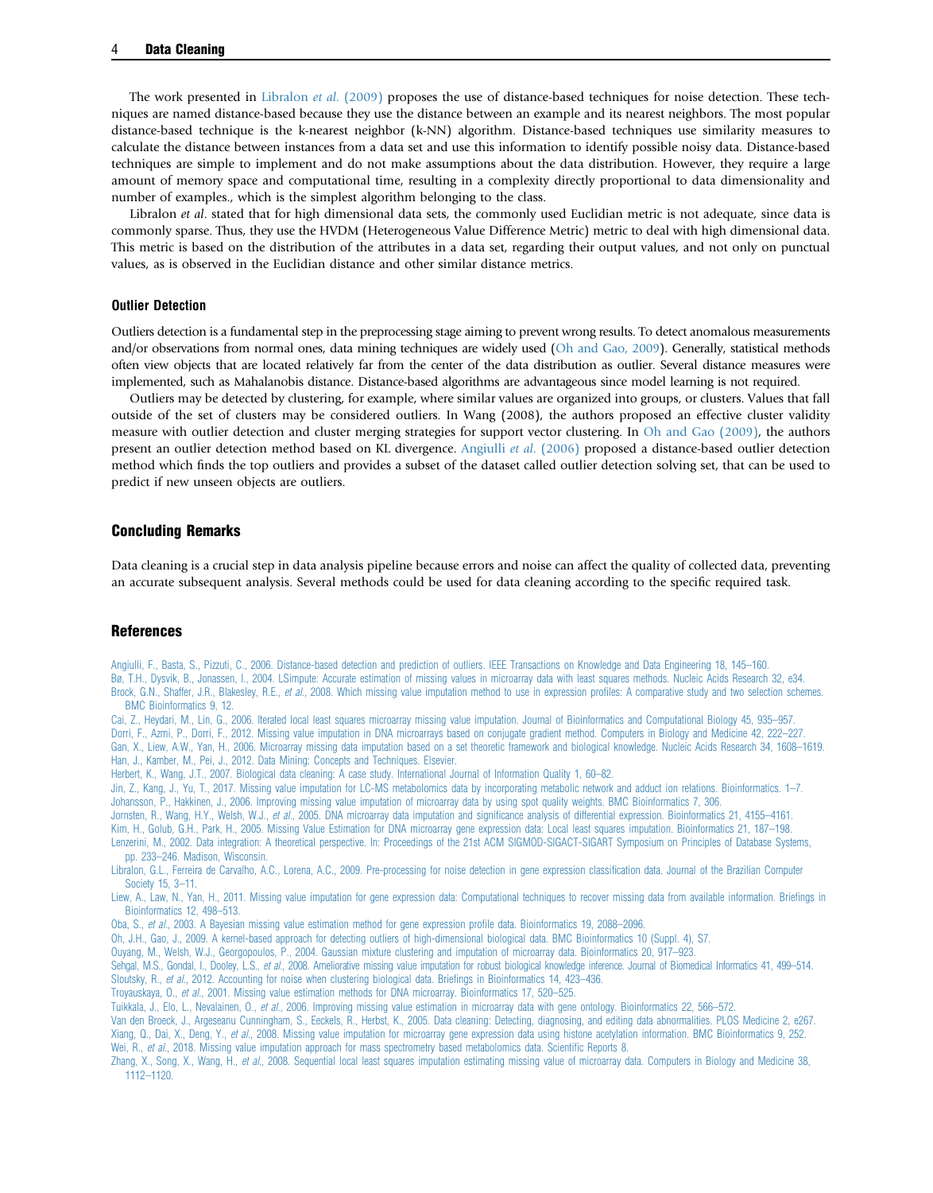The work presented in Libralon *et al.* (2009) proposes the use of distance-based techniques for noise detection. These techniques are named distance-based because they use the distance between an example and its nearest neighbors. The most popular distance-based technique is the k-nearest neighbor (k-NN) algorithm. Distance-based techniques use similarity measures to calculate the distance between instances from a data set and use this information to identify possible noisy data. Distance-based techniques are simple to implement and do not make assumptions about the data distribution. However, they require a large amount of memory space and computational time, resulting in a complexity directly proportional to data dimensionality and number of examples., which is the simplest algorithm belonging to the class.

Libralon *et al*. stated that for high dimensional data sets, the commonly used Euclidian metric is not adequate, since data is commonly sparse. Thus, they use the HVDM (Heterogeneous Value Difference Metric) metric to deal with high dimensional data. This metric is based on the distribution of the attributes in a data set, regarding their output values, and not only on punctual values, as is observed in the Euclidian distance and other similar distance metrics.

### Outlier Detection

Outliers detection is a fundamental step in the preprocessing stage aiming to prevent wrong results. To detect anomalous measurements and/or observations from normal ones, data mining techniques are widely used (Oh and Gao, 2009). Generally, statistical methods often view objects that are located relatively far from the center of the data distribution as outlier. Several distance measures were implemented, such as Mahalanobis distance. Distance-based algorithms are advantageous since model learning is not required.

Outliers may be detected by clustering, for example, where similar values are organized into groups, or clusters. Values that fall outside of the set of clusters may be considered outliers. In Wang (2008), the authors proposed an effective cluster validity measure with outlier detection and cluster merging strategies for support vector clustering. In Oh and Gao (2009), the authors present an outlier detection method based on KL divergence. Angiulli *et al.* (2006) proposed a distance-based outlier detection method which finds the top outliers and provides a subset of the dataset called outlier detection solving set, that can be used to predict if new unseen objects are outliers.

## Concluding Remarks

Data cleaning is a crucial step in data analysis pipeline because errors and noise can affect the quality of collected data, preventing an accurate subsequent analysis. Several methods could be used for data cleaning according to the specific required task.

## References

Angiulli, F., Basta, S., Pizzuti, C., 2006. Distance-based detection and prediction of outliers. IEEE Transactions on Knowledge and Data Engineering 18, 145–160.
Bø, T.H., Dysvik, B., Jonassen, I., 2004. LSimpute: Accurate estimation of missing values in microarray data with least squares methods. Nucleic Acids Research 32, e34.
Brock, G.N., Shaffer, J.R., Blakesley, R.E., *et al*., 2008. Which missing value imputation method to use in expression profiles: A comparative study and two selection schemes. BMC Bioinformatics 9, 12.
Cai, Z., Heydari, M., Lin, G., 2006. Iterated local least squares microarray missing value imputation. Journal of Bioinformatics and Computational Biology 45, 935–957.
Dorri, F., Azmi, P., Dorri, F., 2012. Missing value imputation in DNA microarrays based on conjugate gradient method. Computers in Biology and Medicine 42, 222–227.
Gan, X., Liew, A.W., Yan, H., 2006. Microarray missing data imputation based on a set theoretic framework and biological knowledge. Nucleic Acids Research 34, 1608–1619.
Han, J., Kamber, M., Pei, J., 2012. Data Mining: Concepts and Techniques. Elsevier.
Herbert, K., Wang, J.T., 2007. Biological data cleaning: A case study. International Journal of Information Quality 1, 60–82.
Jin, Z., Kang, J., Yu, T., 2017. Missing value imputation for LC-MS metabolomics data by incorporating metabolic network and adduct ion relations. Bioinformatics. 1–7.
Johansson, P., Hakkinen, J., 2006. Improving missing value imputation of microarray data by using spot quality weights. BMC Bioinformatics 7, 306.
Jornsten, R., Wang, H.Y., Welsh, W.J., *et al*., 2005. DNA microarray data imputation and significance analysis of differential expression. Bioinformatics 21, 4155–4161.
Kim, H., Golub, G.H., Park, H., 2005. Missing Value Estimation for DNA microarray gene expression data: Local least squares imputation. Bioinformatics 21, 187–198.
Lenzerini, M., 2002. Data integration: A theoretical perspective. In: Proceedings of the 21st ACM SIGMOD-SIGACT-SIGART Symposium on Principles of Database Systems, pp. 233–246. Madison, Wisconsin.
Libralon, G.L., Ferreira de Carvalho, A.C., Lorena, A.C., 2009. Pre-processing for noise detection in gene expression classification data. Journal of the Brazilian Computer Society 15, 3–11.
Liew, A., Law, N., Yan, H., 2011. Missing value imputation for gene expression data: Computational techniques to recover missing data from available information. Briefings in Bioinformatics 12, 498–513.
Oba, S., *et al*., 2003. A Bayesian missing value estimation method for gene expression profile data. Bioinformatics 19, 2088–2096.
Oh, J.H., Gao, J., 2009. A kernel-based approach for detecting outliers of high-dimensional biological data. BMC Bioinformatics 10 (Suppl. 4), S7.
Ouyang, M., Welsh, W.J., Georgopoulos, P., 2004. Gaussian mixture clustering and imputation of microarray data. Bioinformatics 20, 917–923.
Sehgal, M.S., Gondal, I., Dooley, L.S., *et al*., 2008. Ameliorative missing value imputation for robust biological knowledge inference. Journal of Biomedical Informatics 41, 499–514.
Sloutsky, R., *et al*., 2012. Accounting for noise when clustering biological data. Briefings in Bioinformatics 14, 423–436.
Troyauskaya, O., *et al*., 2001. Missing value estimation methods for DNA microarray. Bioinformatics 17, 520–525.
Tuikkala, J., Elo, L., Nevalainen, O., *et al*., 2006. Improving missing value estimation in microarray data with gene ontology. Bioinformatics 22, 566–572.
Van den Broeck, J., Argeseanu Cunningham, S., Eeckels, R., Herbst, K., 2005. Data cleaning: Detecting, diagnosing, and editing data abnormalities. PLOS Medicine 2, e267.
Xiang, Q., Dai, X., Deng, Y., *et al*., 2008. Missing value imputation for microarray gene expression data using histone acetylation information. BMC Bioinformatics 9, 252.
Wei, R., *et al*., 2018. Missing value imputation approach for mass spectrometry based metabolomics data. Scientific Reports 8.
Zhang, X., Song, X., Wang, H., *et al*., 2008. Sequential local least squares imputation estimating missing value of microarray data. Computers in Biology and Medicine 38, 1112–1120.